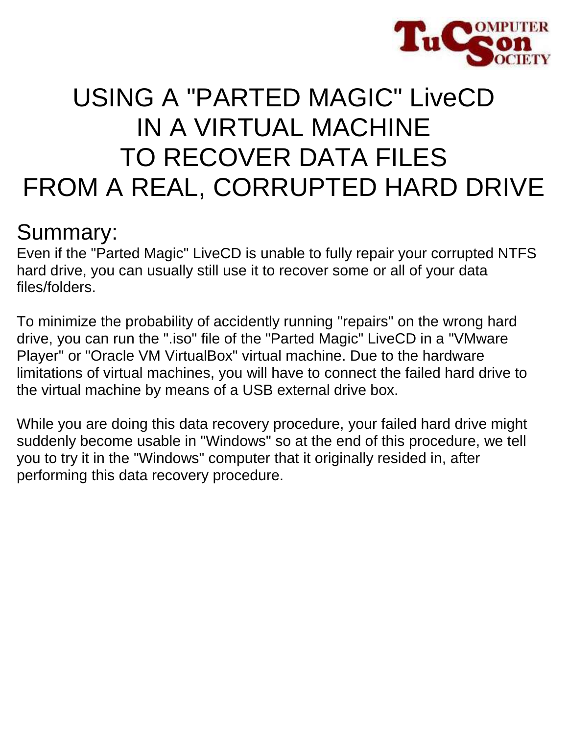# USING A "PARTED MAGIC" LiveCD IN A VIRTUAL MACHINE TO RECOVER DATA FILES FROM A REAL, CORRUPTED HARD DRIVE

## Summary:

Even if the "Parted Magic" LiveCD is unable to fully repair your corrupted NTFS hard drive, you can usually still use it to recover some or all of your data files/folders.

To minimize the probability of accidently running "repairs" on the wrong hard drive, you can run the ".iso" file of the "Parted Magic" LiveCD in a "VMware Player" or "Oracle VM VirtualBox" virtual machine. Due to the hardware limitations of virtual machines, you will have to connect the failed hard drive to the virtual machine by means of a USB external drive box.

While you are doing this data recovery procedure, your failed hard drive might suddenly become usable in "Windows" so at the end of this procedure, we tell you to try it in the "Windows" computer that it originally resided in, after performing this data recovery procedure.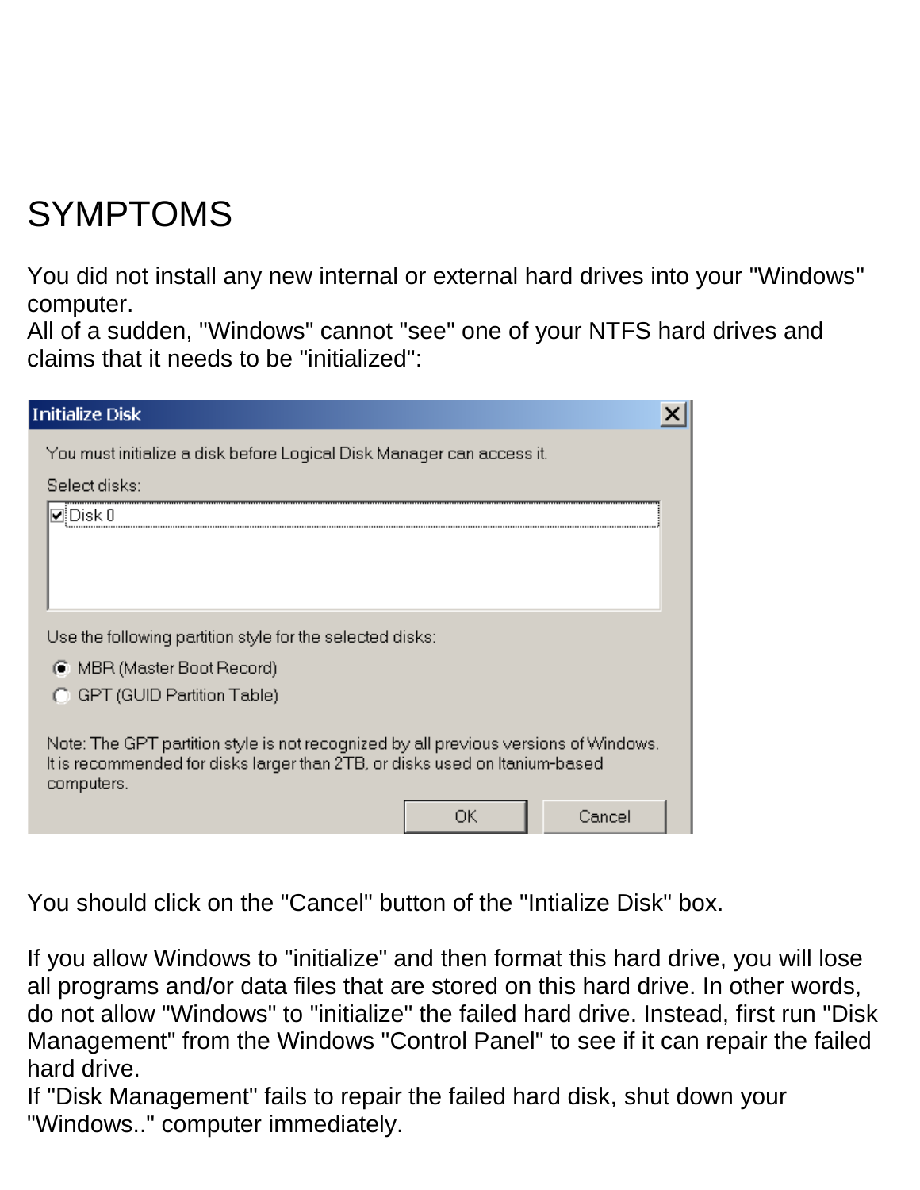# SYMPTOMS

You did not install any new internal or external hard drives into your "Windows" computer.
All of a sudden, "Windows" cannot "see" one of your NTFS hard drives and claims that it needs to be "initialized":

**Initialize Disk**

You must initialize a disk before Logical Disk Manager can access it.

Select disks:

- [x] Disk 0

Use the following partition style for the selected disks:

- (•) MBR (Master Boot Record)
- ( ) GPT (GUID Partition Table)

Note: The GPT partition style is not recognized by all previous versions of Windows. It is recommended for disks larger than 2TB, or disks used on Itanium-based computers.

OK | Cancel

You should click on the "Cancel" button of the "Intialize Disk" box.

If you allow Windows to "initialize" and then format this hard drive, you will lose all programs and/or data files that are stored on this hard drive. In other words, do not allow "Windows" to "initialize" the failed hard drive. Instead, first run "Disk Management" from the Windows "Control Panel" to see if it can repair the failed hard drive.
If "Disk Management" fails to repair the failed hard disk, shut down your "Windows.." computer immediately.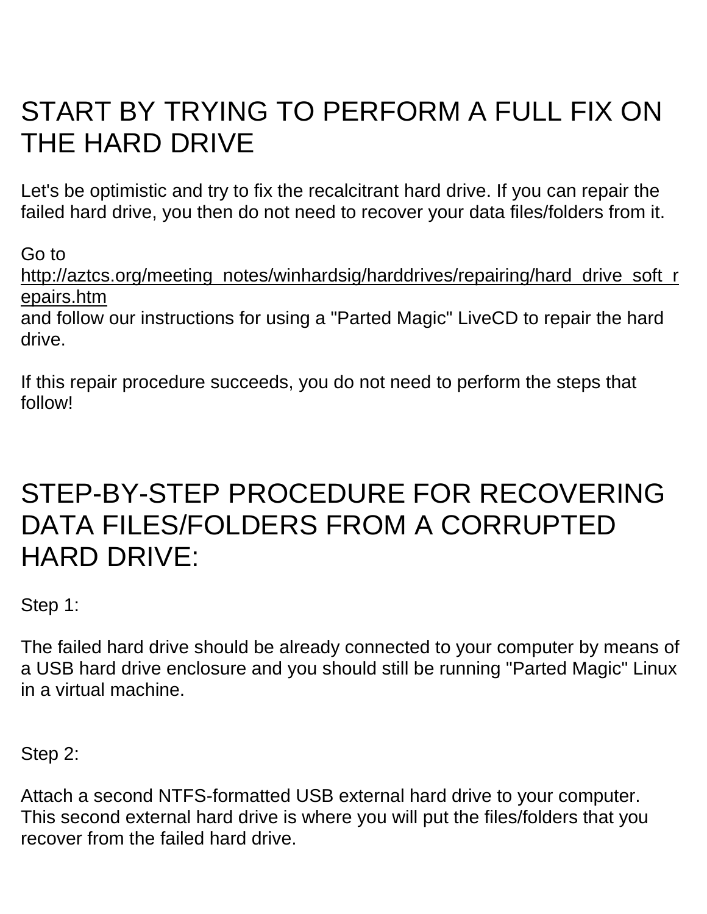## START BY TRYING TO PERFORM A FULL FIX ON THE HARD DRIVE

Let's be optimistic and try to fix the recalcitrant hard drive. If you can repair the failed hard drive, you then do not need to recover your data files/folders from it.

Go to
http://aztcs.org/meeting_notes/winhardsig/harddrives/repairing/hard_drive_soft_repairs.htm
and follow our instructions for using a "Parted Magic" LiveCD to repair the hard drive.

If this repair procedure succeeds, you do not need to perform the steps that follow!

## STEP-BY-STEP PROCEDURE FOR RECOVERING DATA FILES/FOLDERS FROM A CORRUPTED HARD DRIVE:

Step 1:

The failed hard drive should be already connected to your computer by means of a USB hard drive enclosure and you should still be running "Parted Magic" Linux in a virtual machine.

Step 2:

Attach a second NTFS-formatted USB external hard drive to your computer. This second external hard drive is where you will put the files/folders that you recover from the failed hard drive.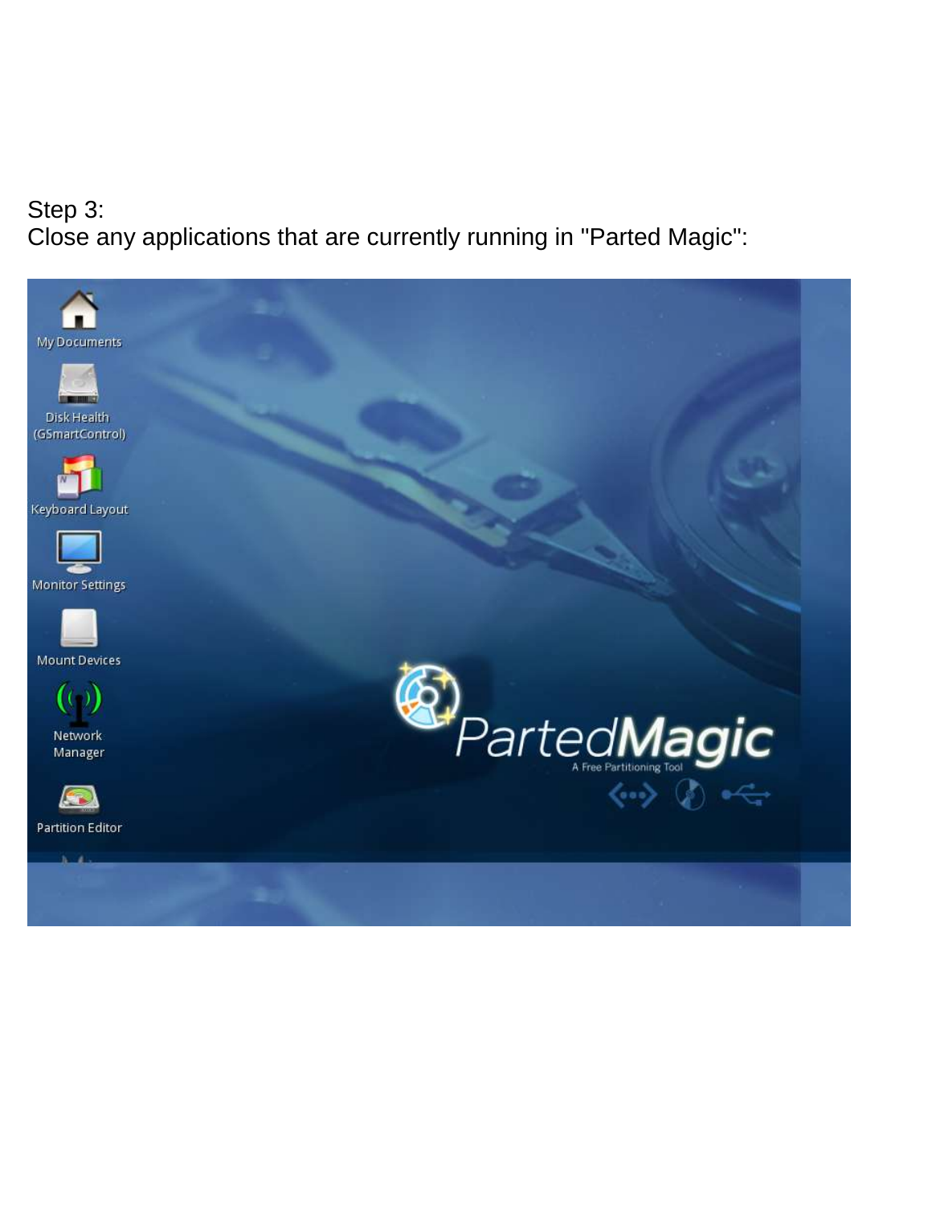Step 3:
Close any applications that are currently running in "Parted Magic":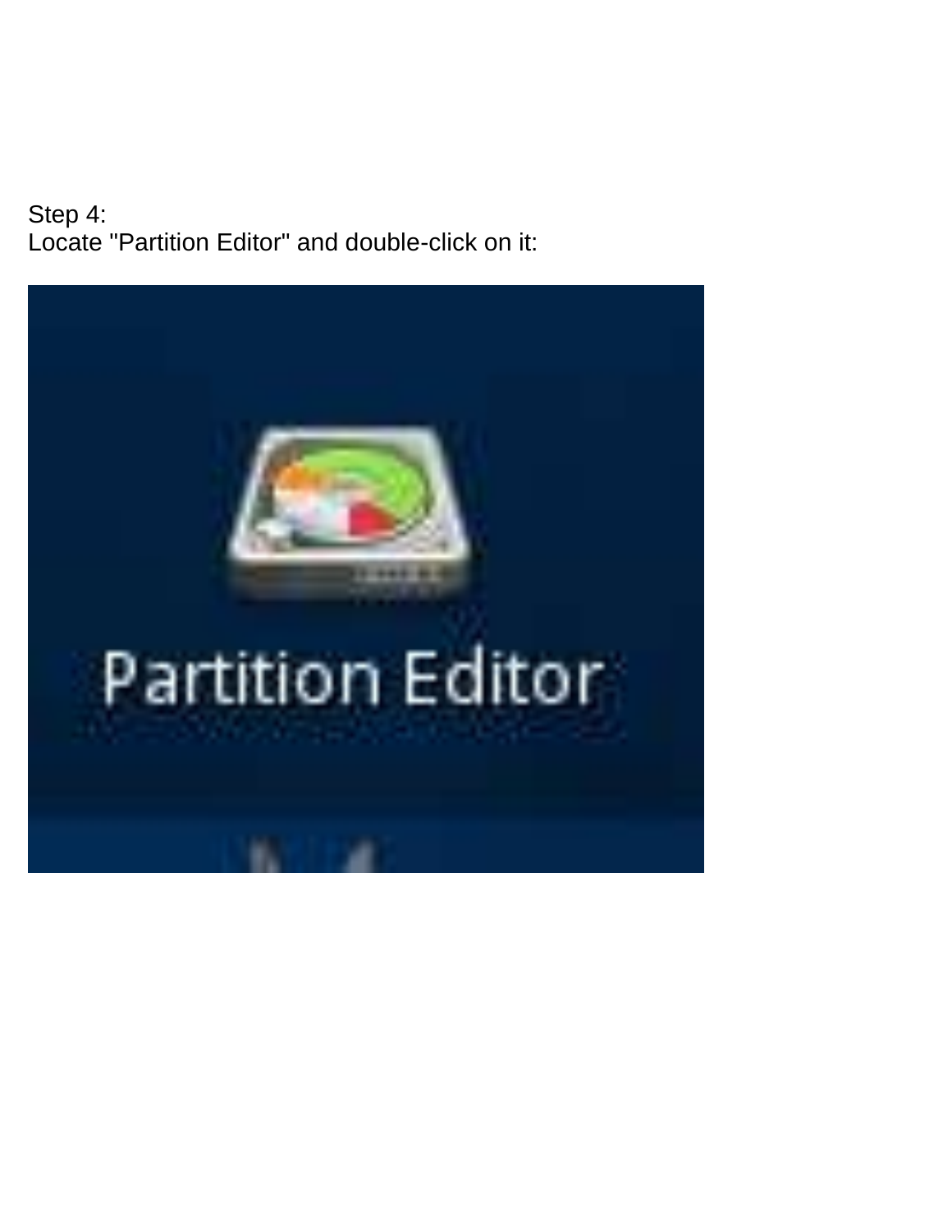Step 4:
Locate "Partition Editor" and double-click on it: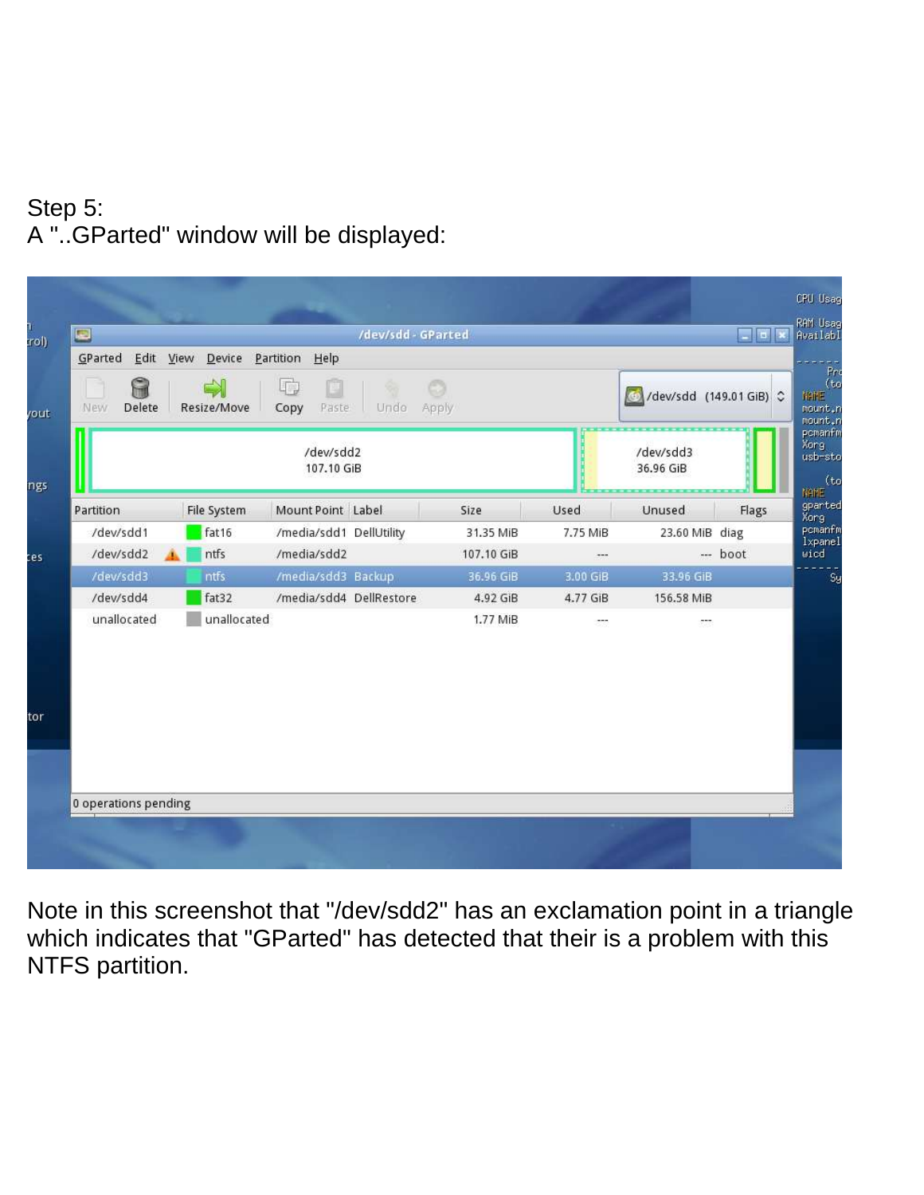Step 5:
A "..GParted" window will be displayed:

Note in this screenshot that "/dev/sdd2" has an exclamation point in a triangle which indicates that "GParted" has detected that their is a problem with this NTFS partition.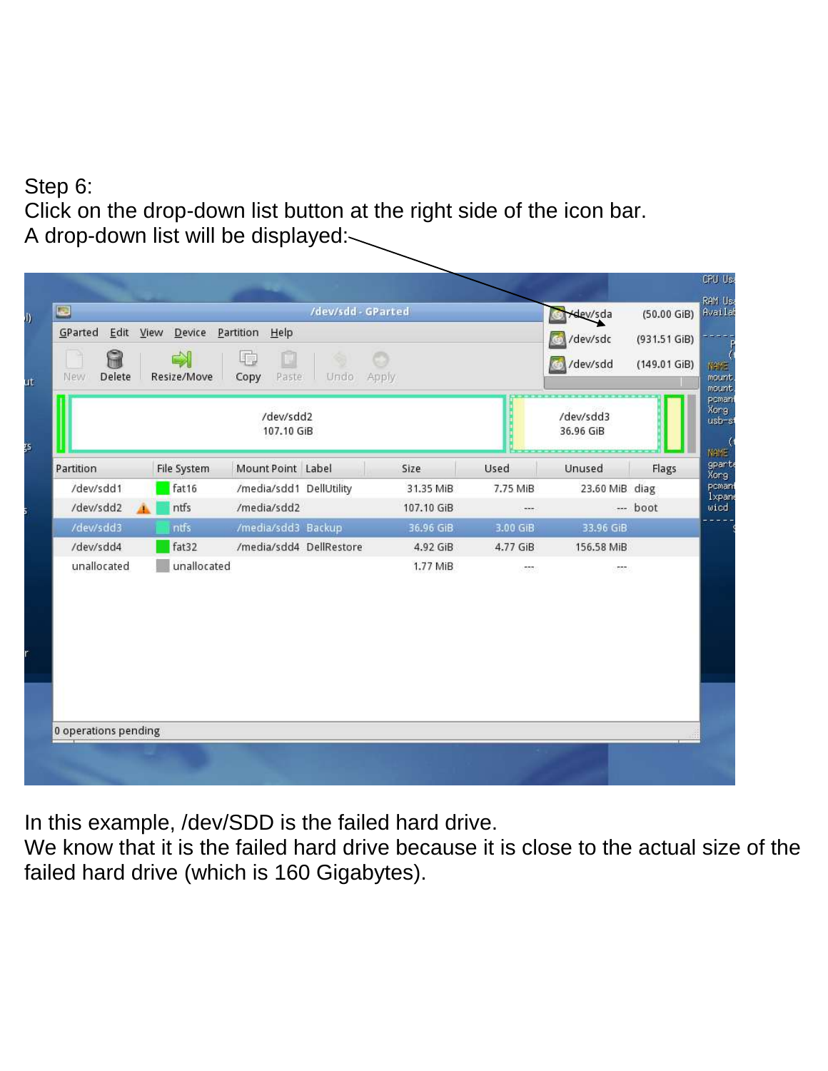Step 6:
Click on the drop-down list button at the right side of the icon bar.
A drop-down list will be displayed:

In this example, /dev/SDD is the failed hard drive.
We know that it is the failed hard drive because it is close to the actual size of the failed hard drive (which is 160 Gigabytes).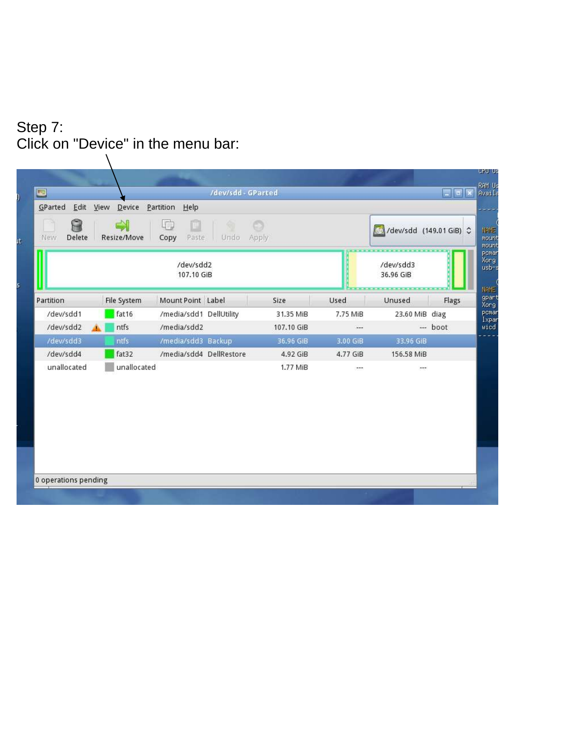Step 7:
Click on "Device" in the menu bar: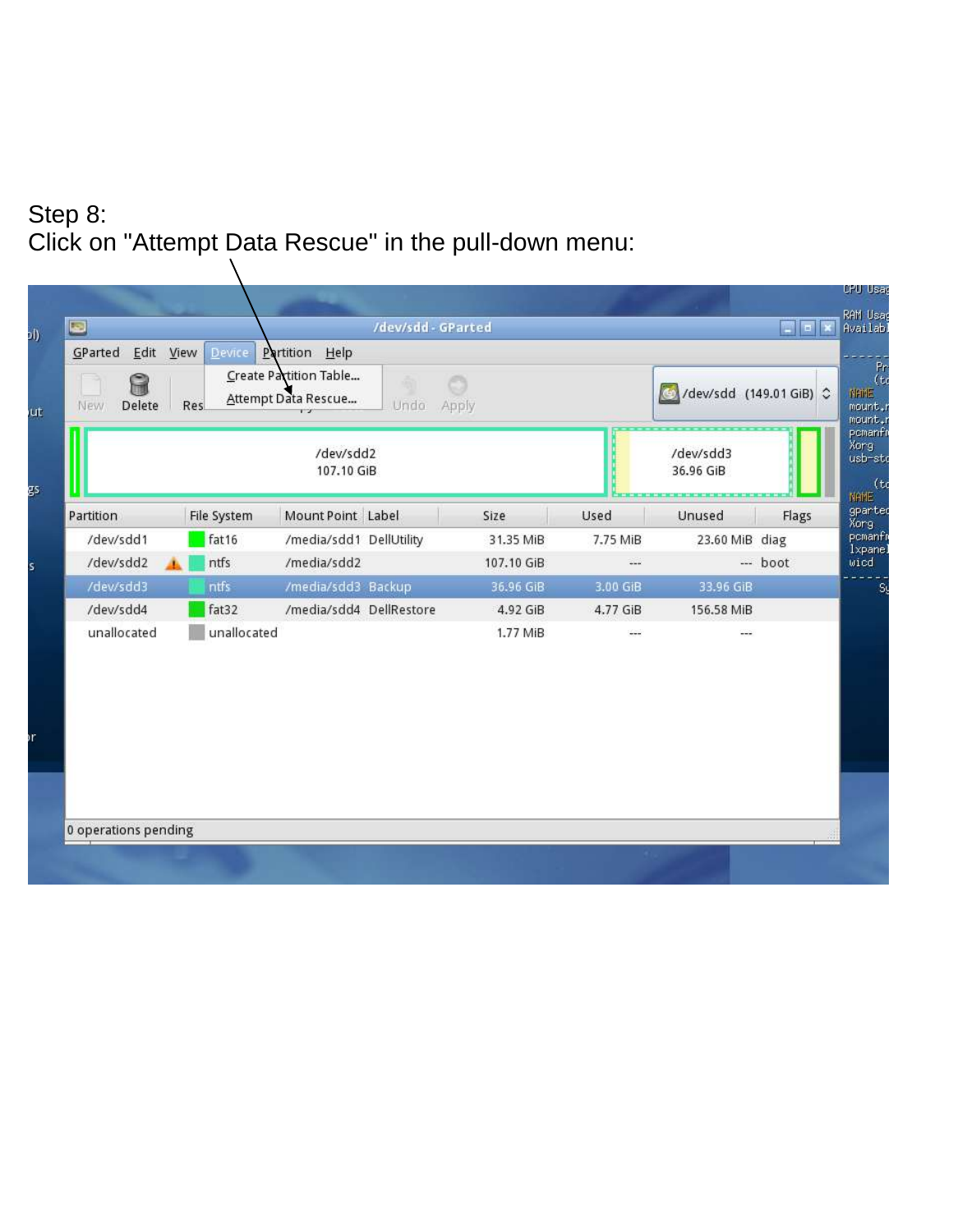Step 8:
Click on "Attempt Data Rescue" in the pull-down menu: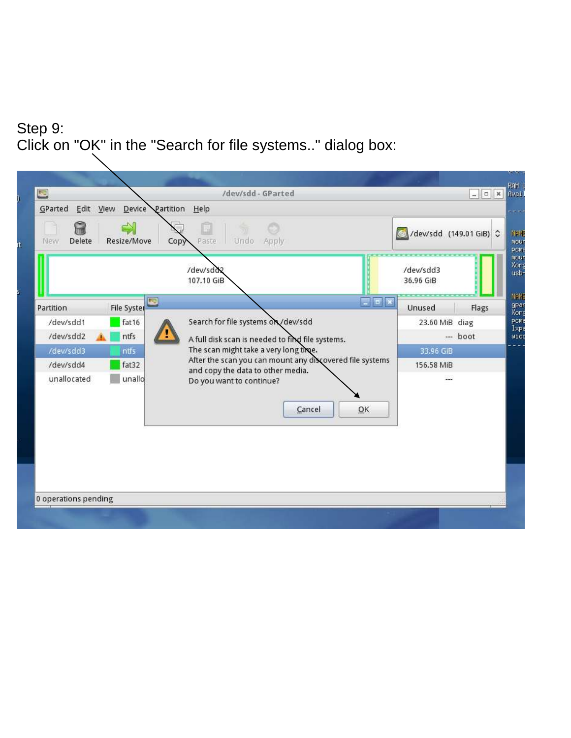Step 9:
Click on "OK" in the "Search for file systems.." dialog box: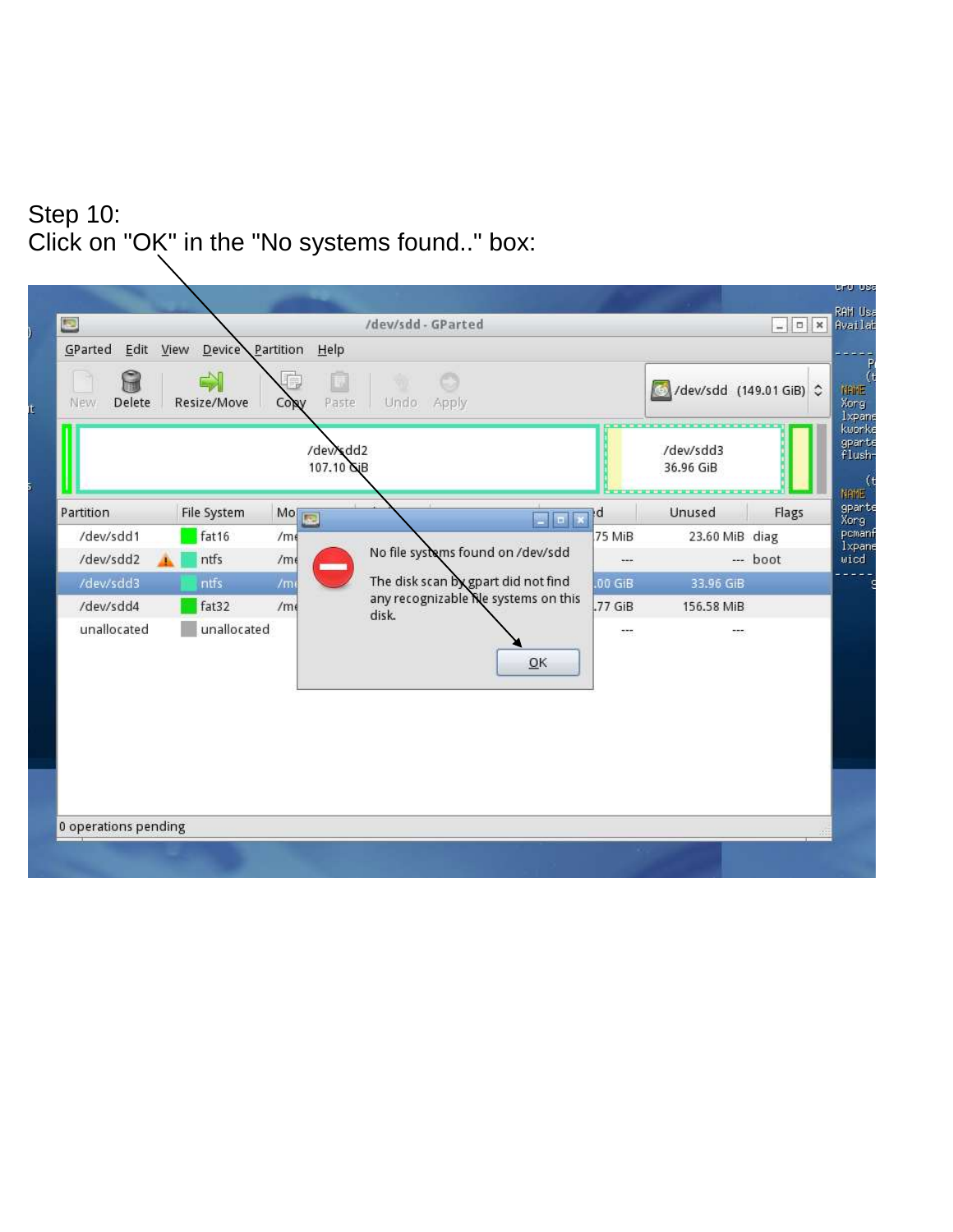Step 10:
Click on "OK" in the "No systems found.." box: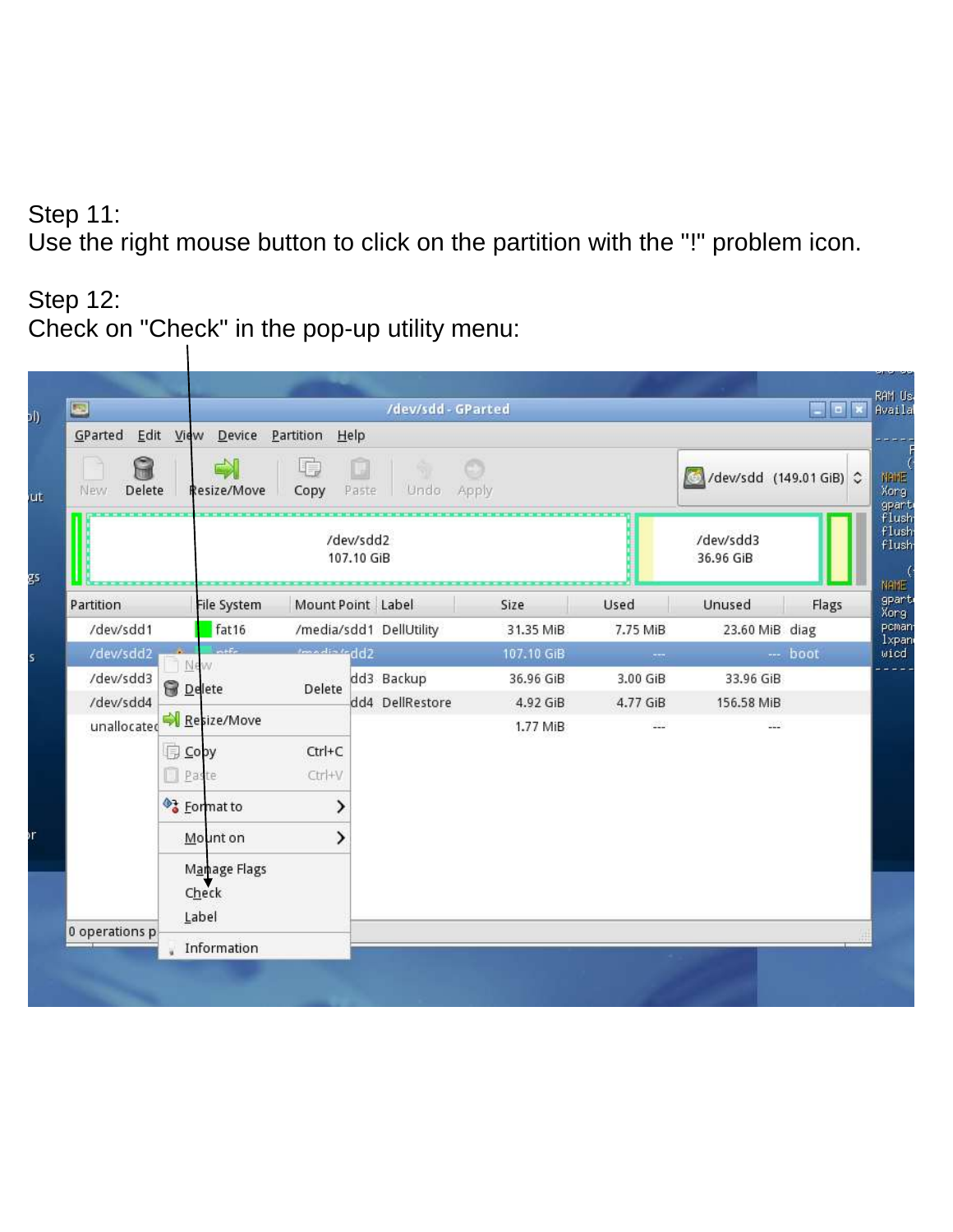Step 11:
Use the right mouse button to click on the partition with the "!" problem icon.

Step 12:
Check on "Check" in the pop-up utility menu: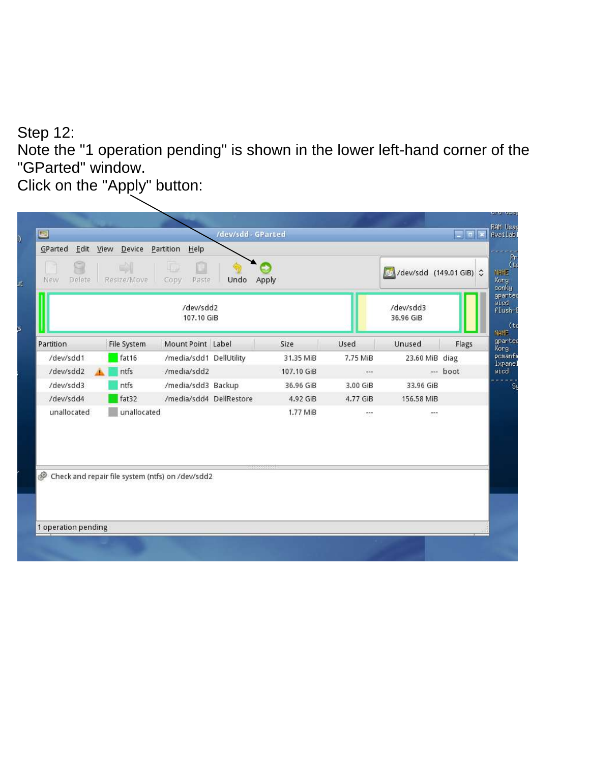Step 12:
Note the "1 operation pending" is shown in the lower left-hand corner of the "GParted" window.
Click on the "Apply" button: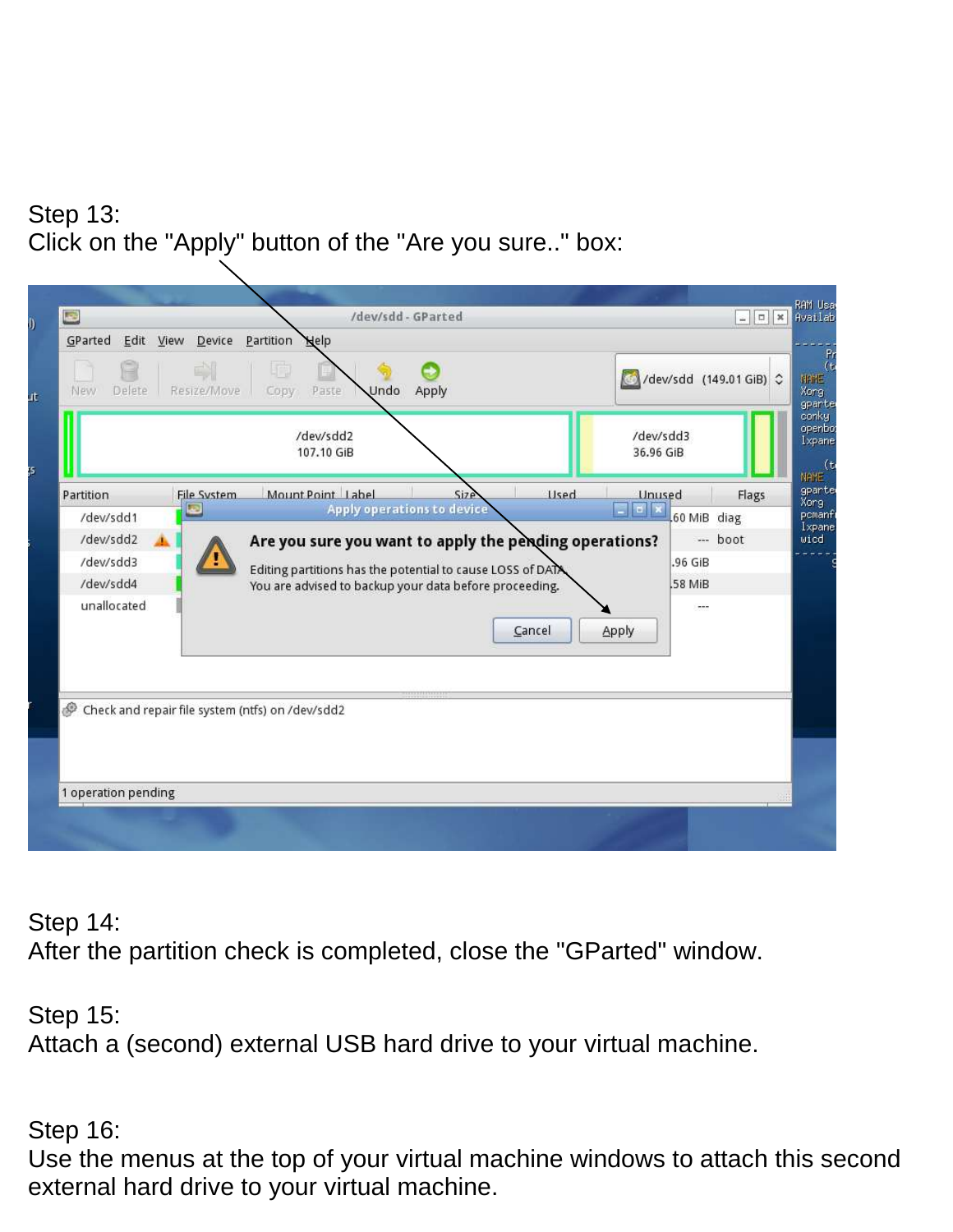Step 13:
Click on the "Apply" button of the "Are you sure.." box:

Step 14:
After the partition check is completed, close the "GParted" window.

Step 15:
Attach a (second) external USB hard drive to your virtual machine.

Step 16:
Use the menus at the top of your virtual machine windows to attach this second external hard drive to your virtual machine.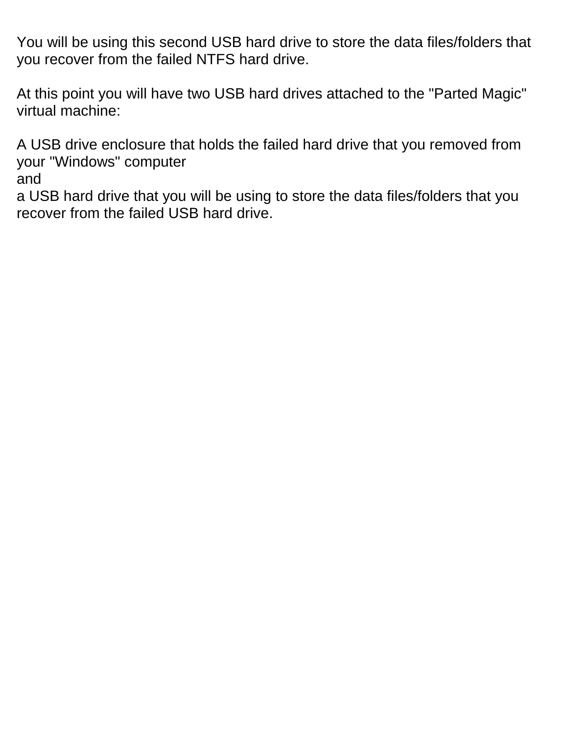You will be using this second USB hard drive to store the data files/folders that you recover from the failed NTFS hard drive.

At this point you will have two USB hard drives attached to the "Parted Magic" virtual machine:

A USB drive enclosure that holds the failed hard drive that you removed from your "Windows" computer
and
a USB hard drive that you will be using to store the data files/folders that you recover from the failed USB hard drive.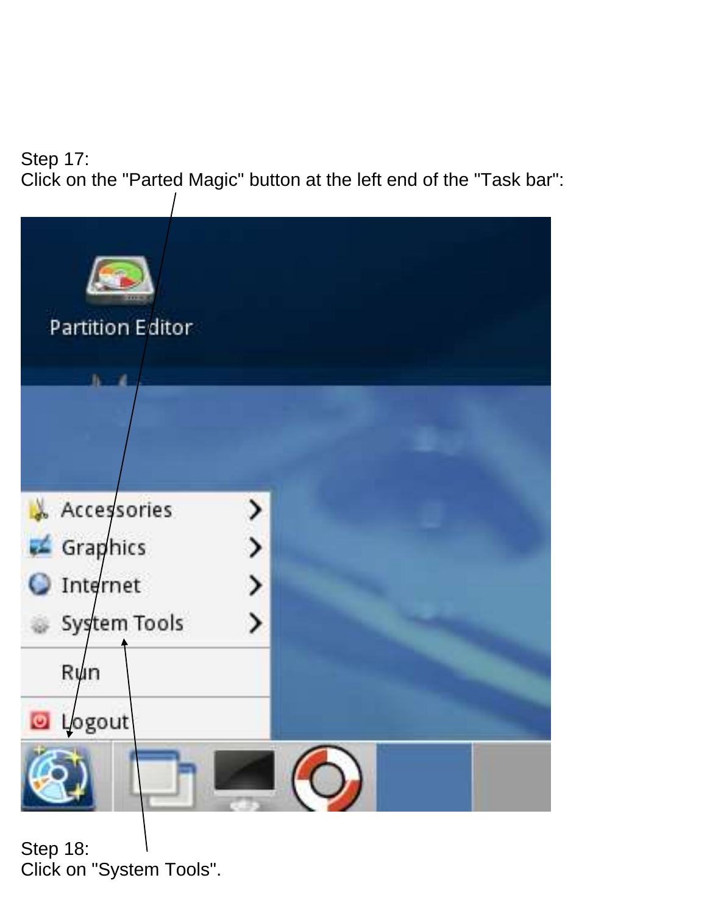Step 17:
Click on the "Parted Magic" button at the left end of the "Task bar":

Step 18:
Click on "System Tools".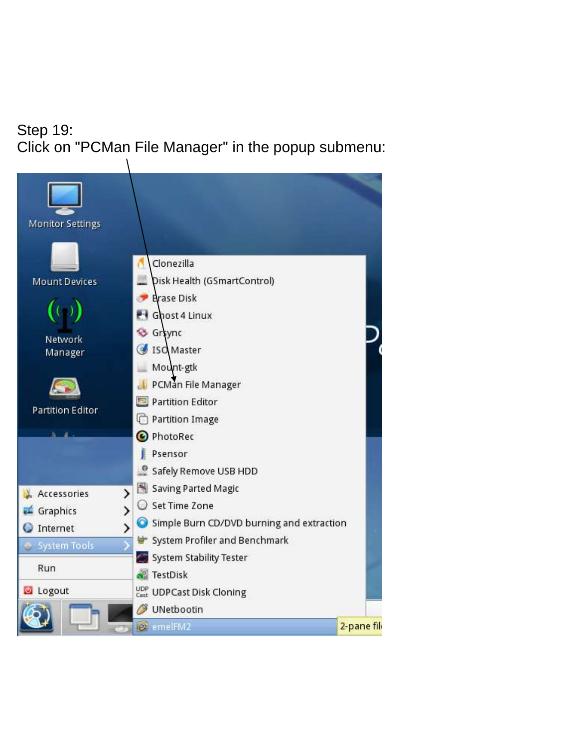Step 19:
Click on "PCMan File Manager" in the popup submenu: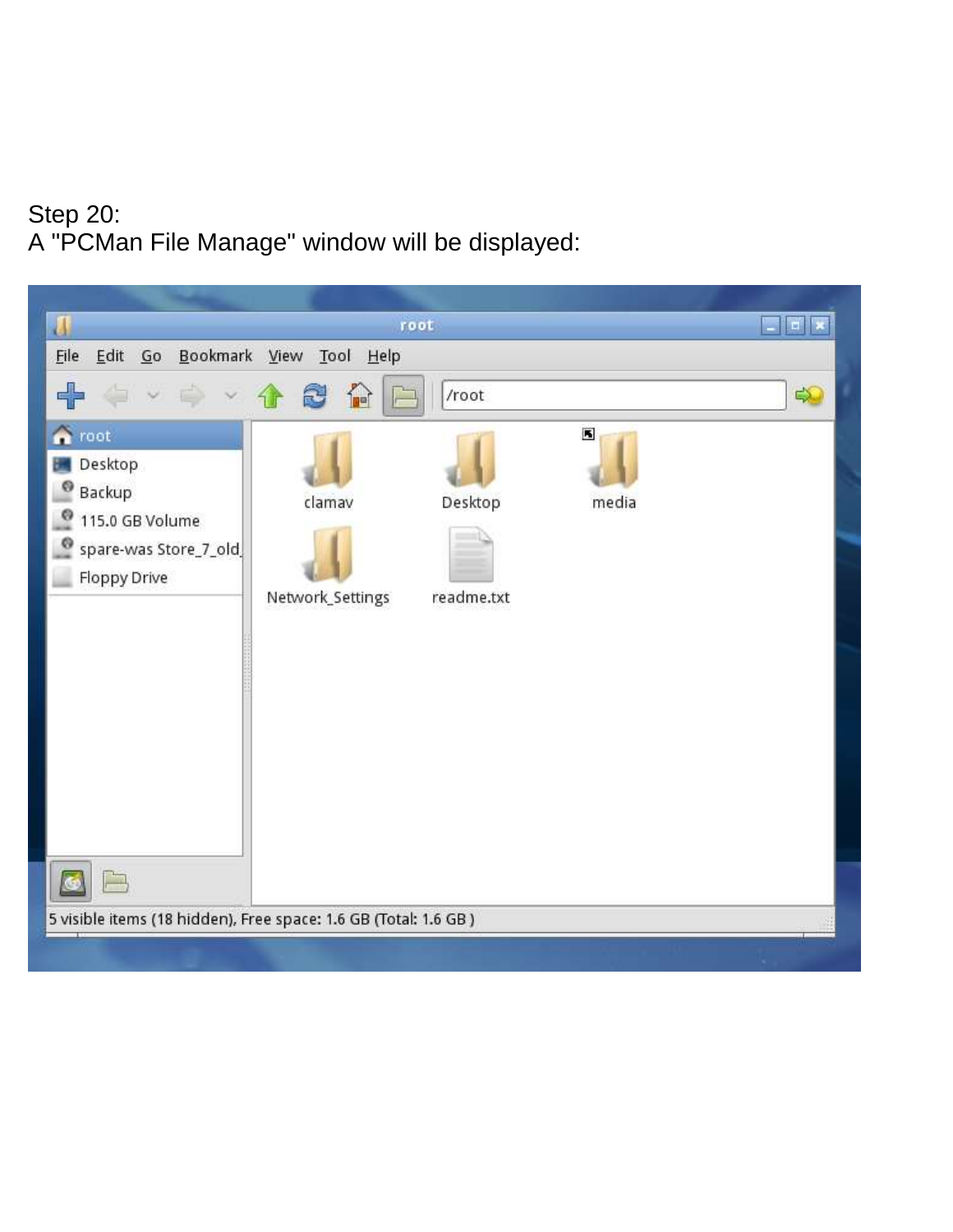Step 20:
A "PCMan File Manage" window will be displayed: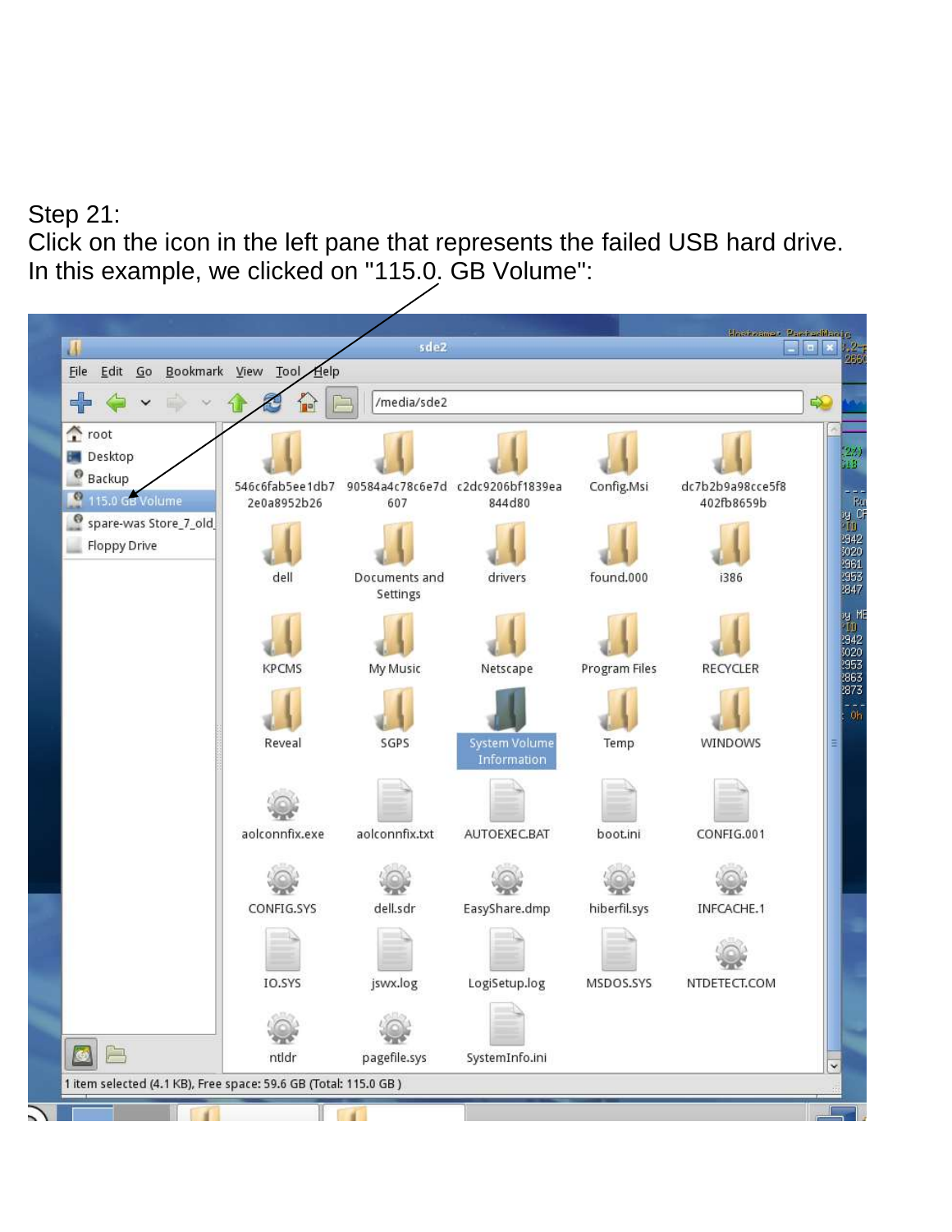Step 21:

Click on the icon in the left pane that represents the failed USB hard drive. In this example, we clicked on "115.0. GB Volume":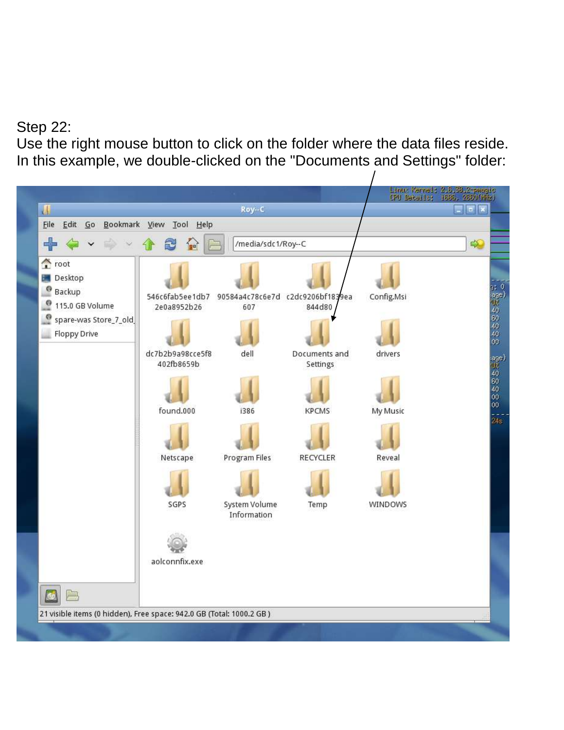Step 22:

Use the right mouse button to click on the folder where the data files reside. In this example, we double-clicked on the "Documents and Settings" folder: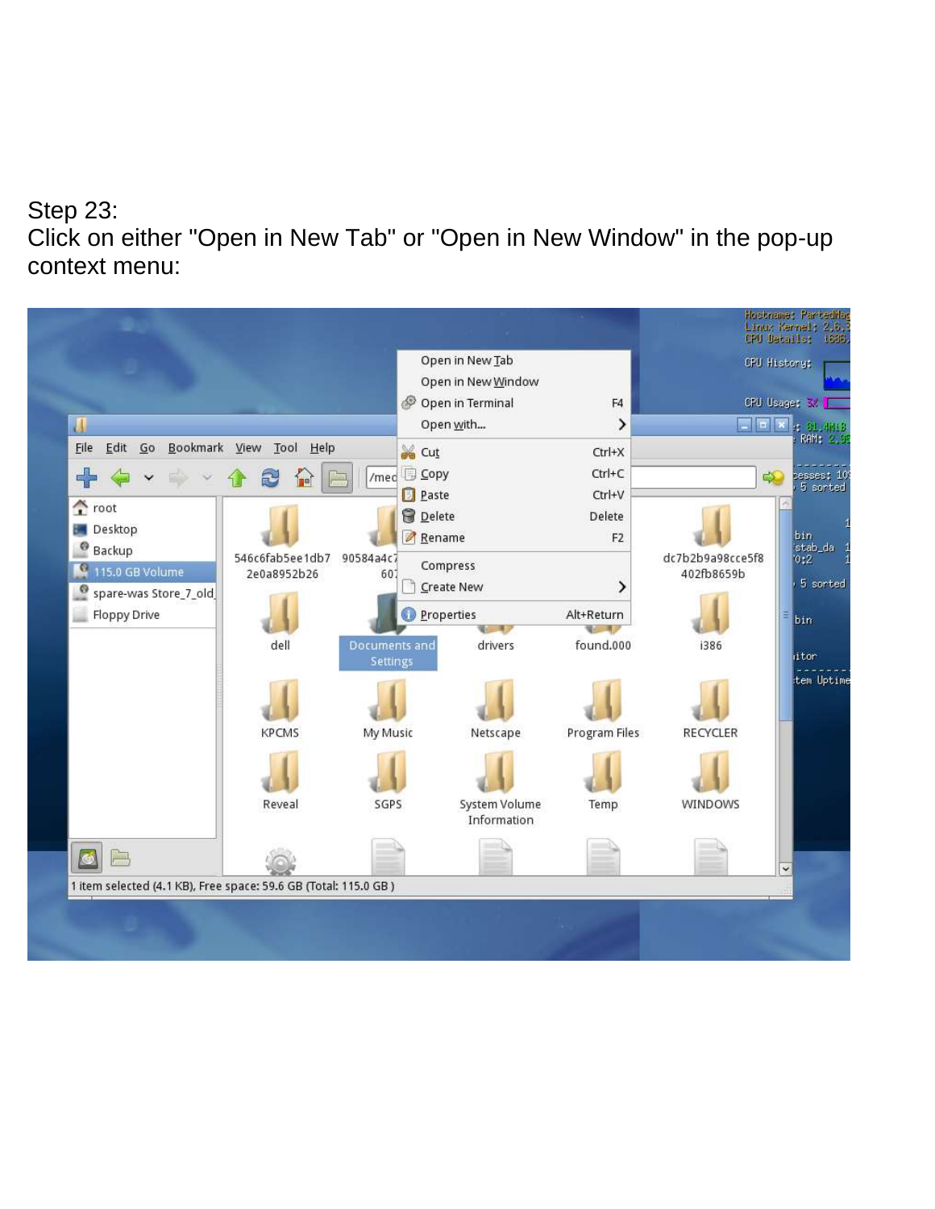Step 23:
Click on either "Open in New Tab" or "Open in New Window" in the pop-up context menu: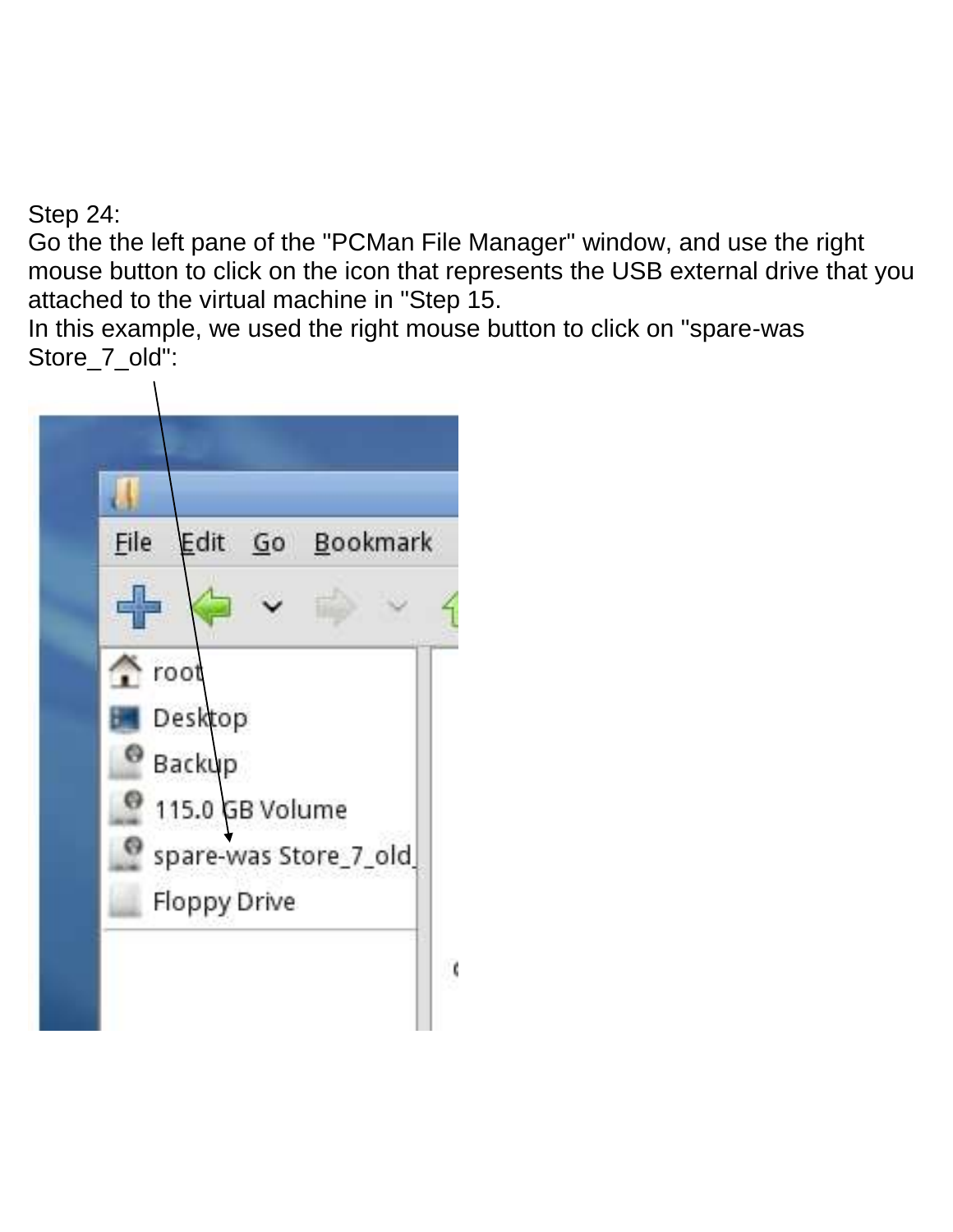Step 24:
Go the the left pane of the "PCMan File Manager" window, and use the right mouse button to click on the icon that represents the USB external drive that you attached to the virtual machine in "Step 15.
In this example, we used the right mouse button to click on "spare-was Store_7_old":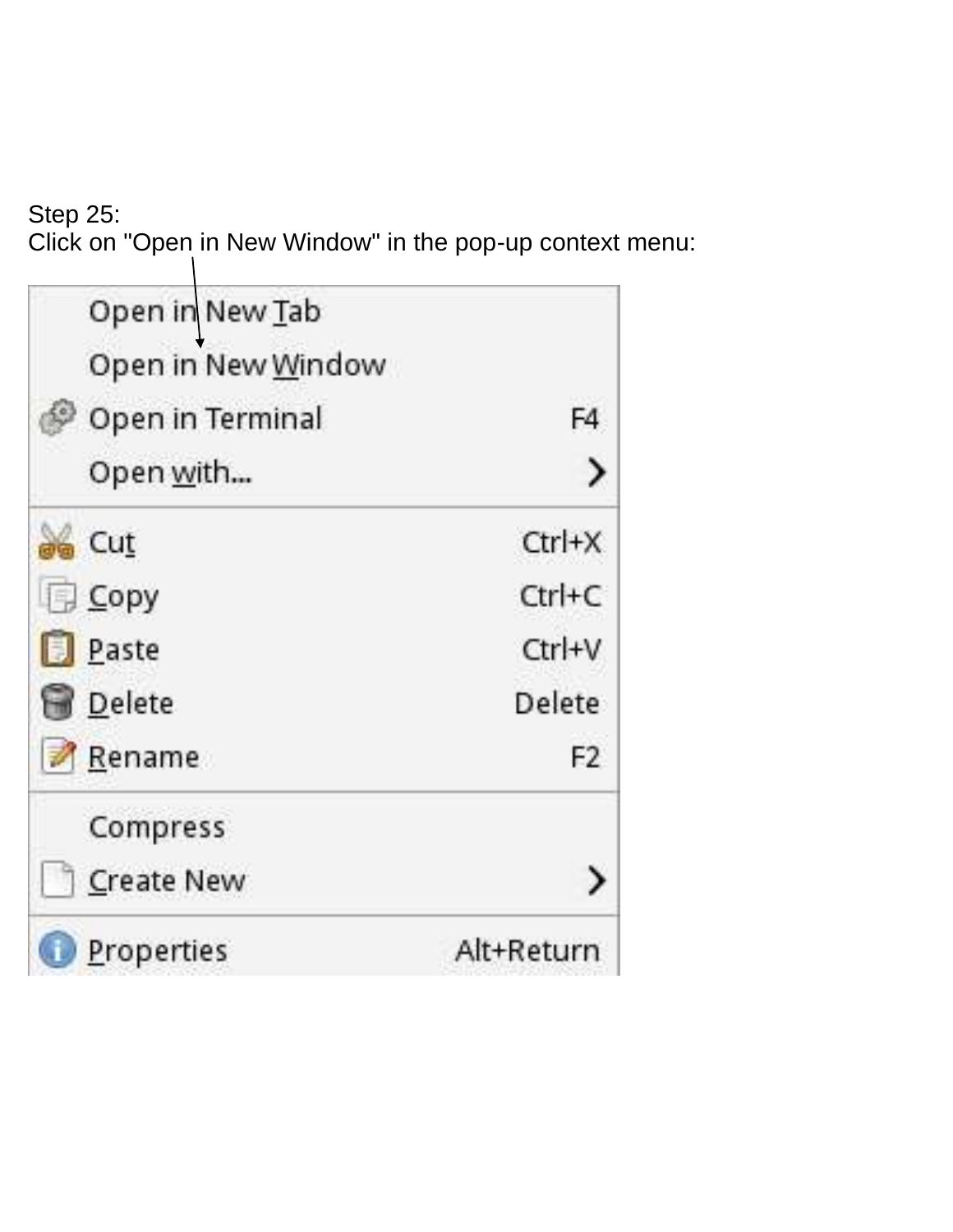Step 25:
Click on "Open in New Window" in the pop-up context menu:

Open in New Tab
Open in New Window
Open in Terminal F4
Open with...
Cut Ctrl+X
Copy Ctrl+C
Paste Ctrl+V
Delete Delete
Rename F2
Compress
Create New
Properties Alt+Return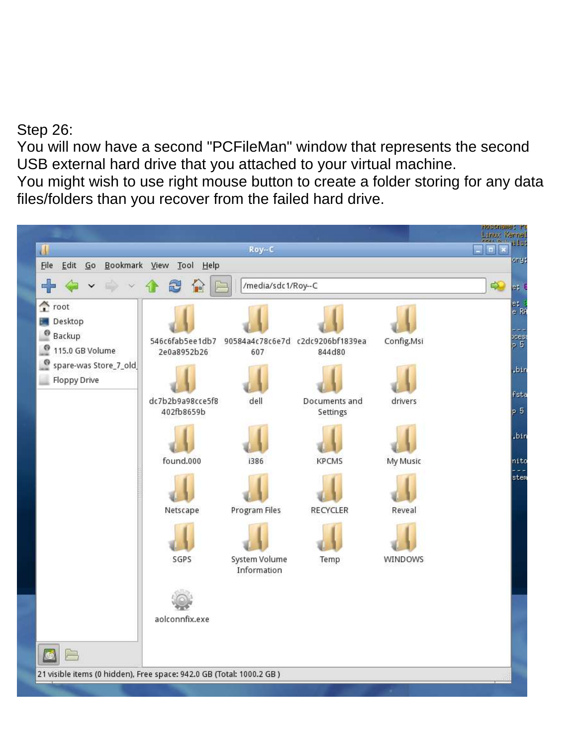Step 26:
You will now have a second "PCFileMan" window that represents the second USB external hard drive that you attached to your virtual machine.
You might wish to use right mouse button to create a folder storing for any data files/folders than you recover from the failed hard drive.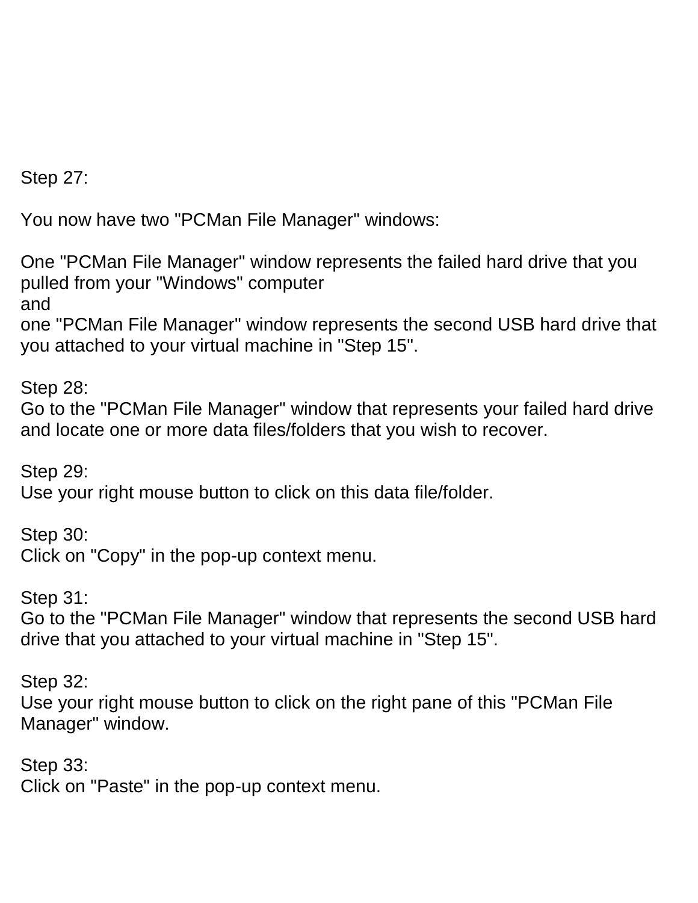Step 27:

You now have two "PCMan File Manager" windows:

One "PCMan File Manager" window represents the failed hard drive that you pulled from your "Windows" computer
and
one "PCMan File Manager" window represents the second USB hard drive that you attached to your virtual machine in "Step 15".

Step 28:
Go to the "PCMan File Manager" window that represents your failed hard drive and locate one or more data files/folders that you wish to recover.

Step 29:
Use your right mouse button to click on this data file/folder.

Step 30:
Click on "Copy" in the pop-up context menu.

Step 31:
Go to the "PCMan File Manager" window that represents the second USB hard drive that you attached to your virtual machine in "Step 15".

Step 32:
Use your right mouse button to click on the right pane of this "PCMan File Manager" window.

Step 33:
Click on "Paste" in the pop-up context menu.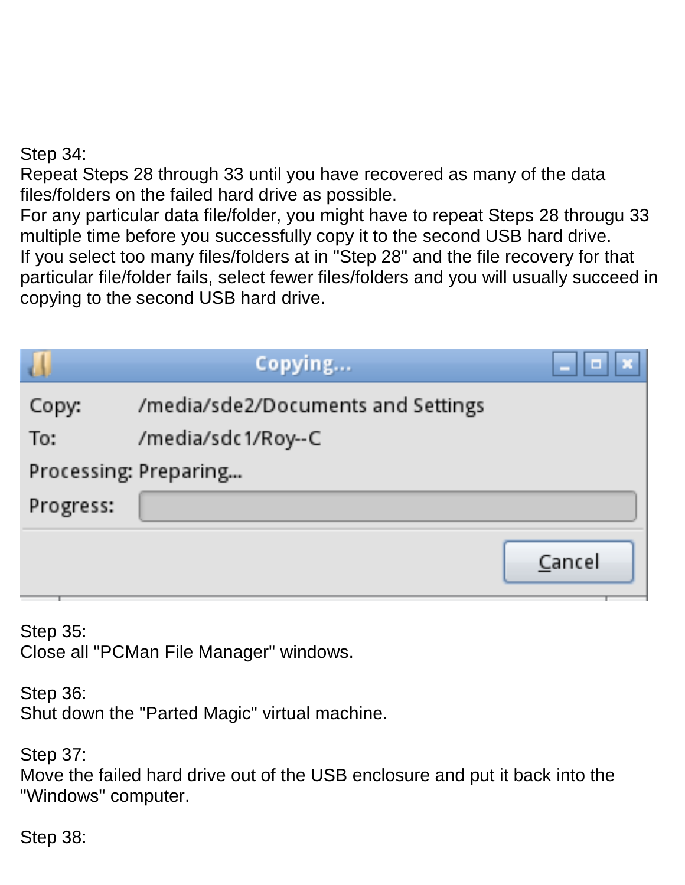Step 34:
Repeat Steps 28 through 33 until you have recovered as many of the data files/folders on the failed hard drive as possible.
For any particular data file/folder, you might have to repeat Steps 28 througu 33 multiple time before you successfully copy it to the second USB hard drive.
If you select too many files/folders at in "Step 28" and the file recovery for that particular file/folder fails, select fewer files/folders and you will usually succeed in copying to the second USB hard drive.

Copying...

Copy: /media/sde2/Documents and Settings
To: /media/sdc1/Roy--C
Processing: Preparing...
Progress:

Cancel

Step 35:
Close all "PCMan File Manager" windows.

Step 36:
Shut down the "Parted Magic" virtual machine.

Step 37:
Move the failed hard drive out of the USB enclosure and put it back into the "Windows" computer.

Step 38: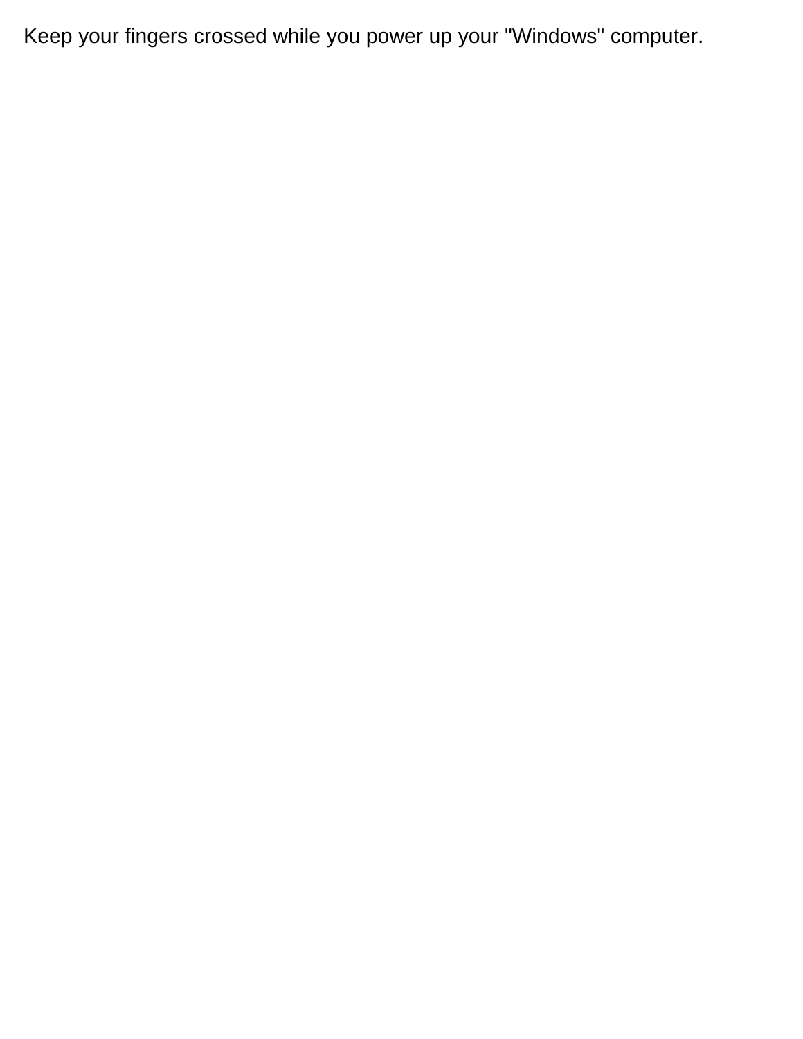Keep your fingers crossed while you power up your "Windows" computer.